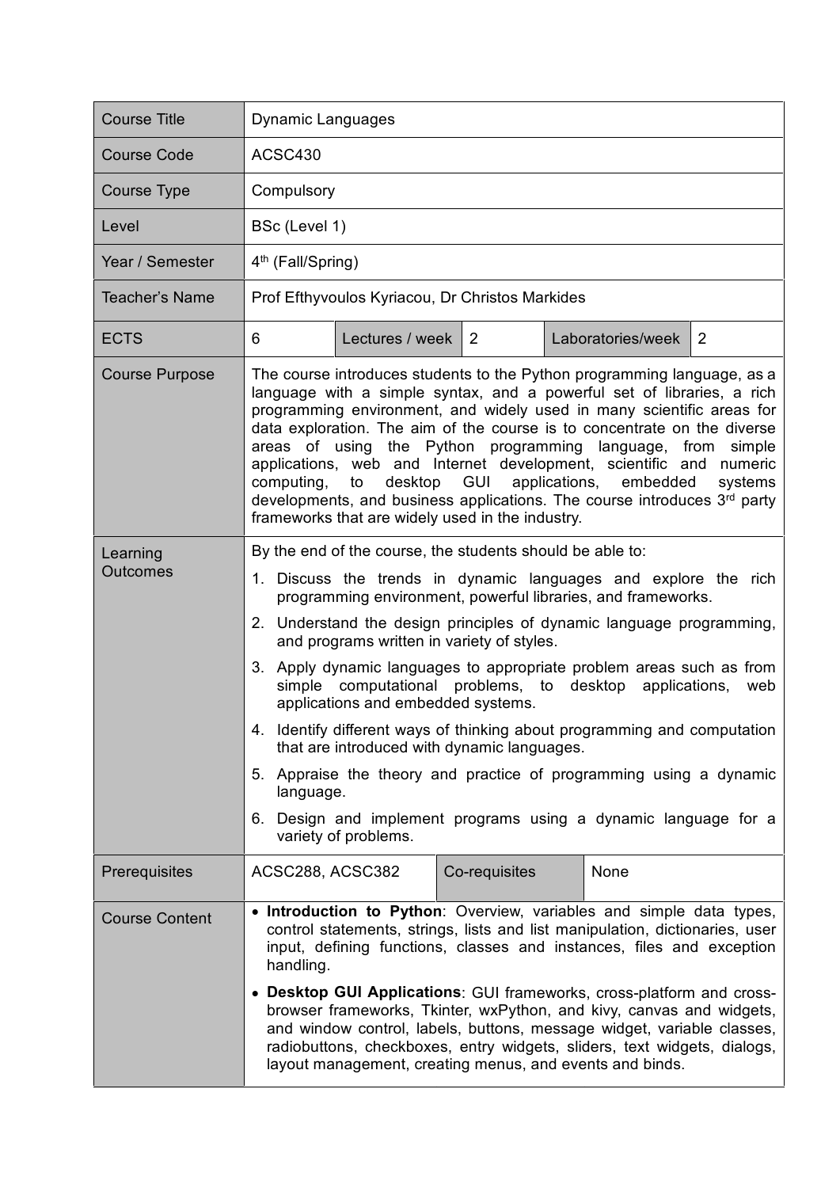| Course Title | Dynamic Languages | | | | |
|---|---|---|---|---|---|
| Course Code | ACSC430 | | | | |
| Course Type | Compulsory | | | | |
| Level | BSc (Level 1) | | | | |
| Year / Semester | 4th (Fall/Spring) | | | | |
| Teacher's Name | Prof Efthyvoulos Kyriacou, Dr Christos Markides | | | | |
| ECTS | 6 | Lectures / week | 2 | Laboratories/week | 2 |
| Course Purpose | The course introduces students to the Python programming language, as a language with a simple syntax, and a powerful set of libraries, a rich programming environment, and widely used in many scientific areas for data exploration. The aim of the course is to concentrate on the diverse areas of using the Python programming language, from simple applications, web and Internet development, scientific and numeric computing, to desktop GUI applications, embedded systems developments, and business applications. The course introduces 3rd party frameworks that are widely used in the industry. | | | | |
| Learning Outcomes | By the end of the course, the students should be able to:<br>1. Discuss the trends in dynamic languages and explore the rich programming environment, powerful libraries, and frameworks.<br>2. Understand the design principles of dynamic language programming, and programs written in variety of styles.<br>3. Apply dynamic languages to appropriate problem areas such as from simple computational problems, to desktop applications, web applications and embedded systems.<br>4. Identify different ways of thinking about programming and computation that are introduced with dynamic languages.<br>5. Appraise the theory and practice of programming using a dynamic language.<br>6. Design and implement programs using a dynamic language for a variety of problems. | | | | |
| Prerequisites | ACSC288, ACSC382 | Co-requisites | None | | |
| Course Content | • **Introduction to Python**: Overview, variables and simple data types, control statements, strings, lists and list manipulation, dictionaries, user input, defining functions, classes and instances, files and exception handling.<br>• **Desktop GUI Applications**: GUI frameworks, cross-platform and cross-browser frameworks, Tkinter, wxPython, and kivy, canvas and widgets, and window control, labels, buttons, message widget, variable classes, radiobuttons, checkboxes, entry widgets, sliders, text widgets, dialogs, layout management, creating menus, and events and binds. | | | | |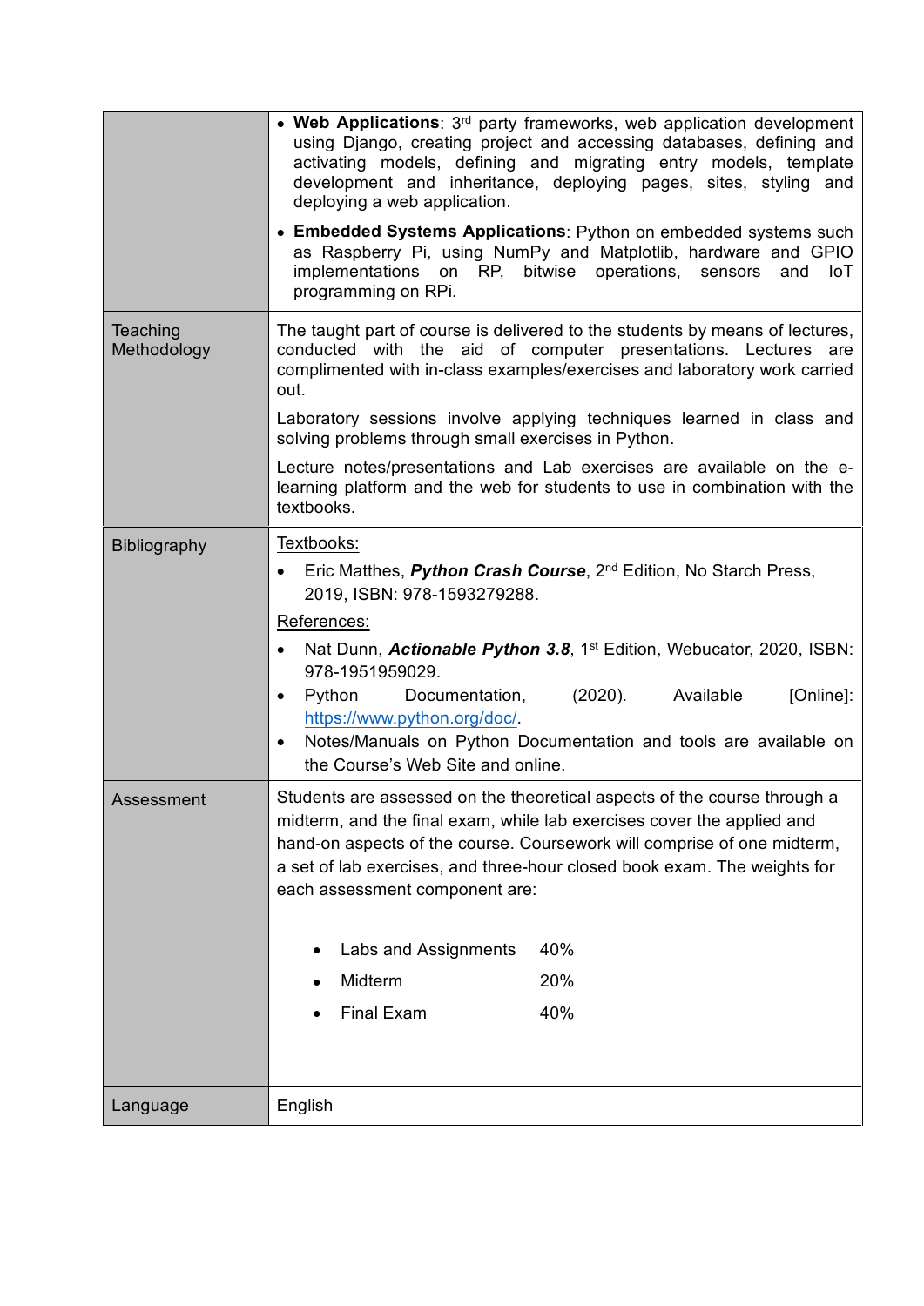| | |
|---|---|
| | • **Web Applications**: 3rd party frameworks, web application development using Django, creating project and accessing databases, defining and activating models, defining and migrating entry models, template development and inheritance, deploying pages, sites, styling and deploying a web application.<br><br>• **Embedded Systems Applications**: Python on embedded systems such as Raspberry Pi, using NumPy and Matplotlib, hardware and GPIO implementations on RP, bitwise operations, sensors and IoT programming on RPi. |
| Teaching Methodology | The taught part of course is delivered to the students by means of lectures, conducted with the aid of computer presentations. Lectures are complimented with in-class examples/exercises and laboratory work carried out.<br><br>Laboratory sessions involve applying techniques learned in class and solving problems through small exercises in Python.<br><br>Lecture notes/presentations and Lab exercises are available on the e-learning platform and the web for students to use in combination with the textbooks. |
| Bibliography | <u>Textbooks:</u><br>• Eric Matthes, ***Python Crash Course***, 2nd Edition, No Starch Press, 2019, ISBN: 978-1593279288.<br><u>References:</u><br>• Nat Dunn, ***Actionable Python 3.8***, 1st Edition, Webucator, 2020, ISBN: 978-1951959029.<br>• Python Documentation, (2020). Available [Online]: https://www.python.org/doc/.<br>• Notes/Manuals on Python Documentation and tools are available on the Course's Web Site and online. |
| Assessment | Students are assessed on the theoretical aspects of the course through a midterm, and the final exam, while lab exercises cover the applied and hand-on aspects of the course. Coursework will comprise of one midterm, a set of lab exercises, and three-hour closed book exam. The weights for each assessment component are:<br><br>• Labs and Assignments 40%<br>• Midterm 20%<br>• Final Exam 40% |
| Language | English |